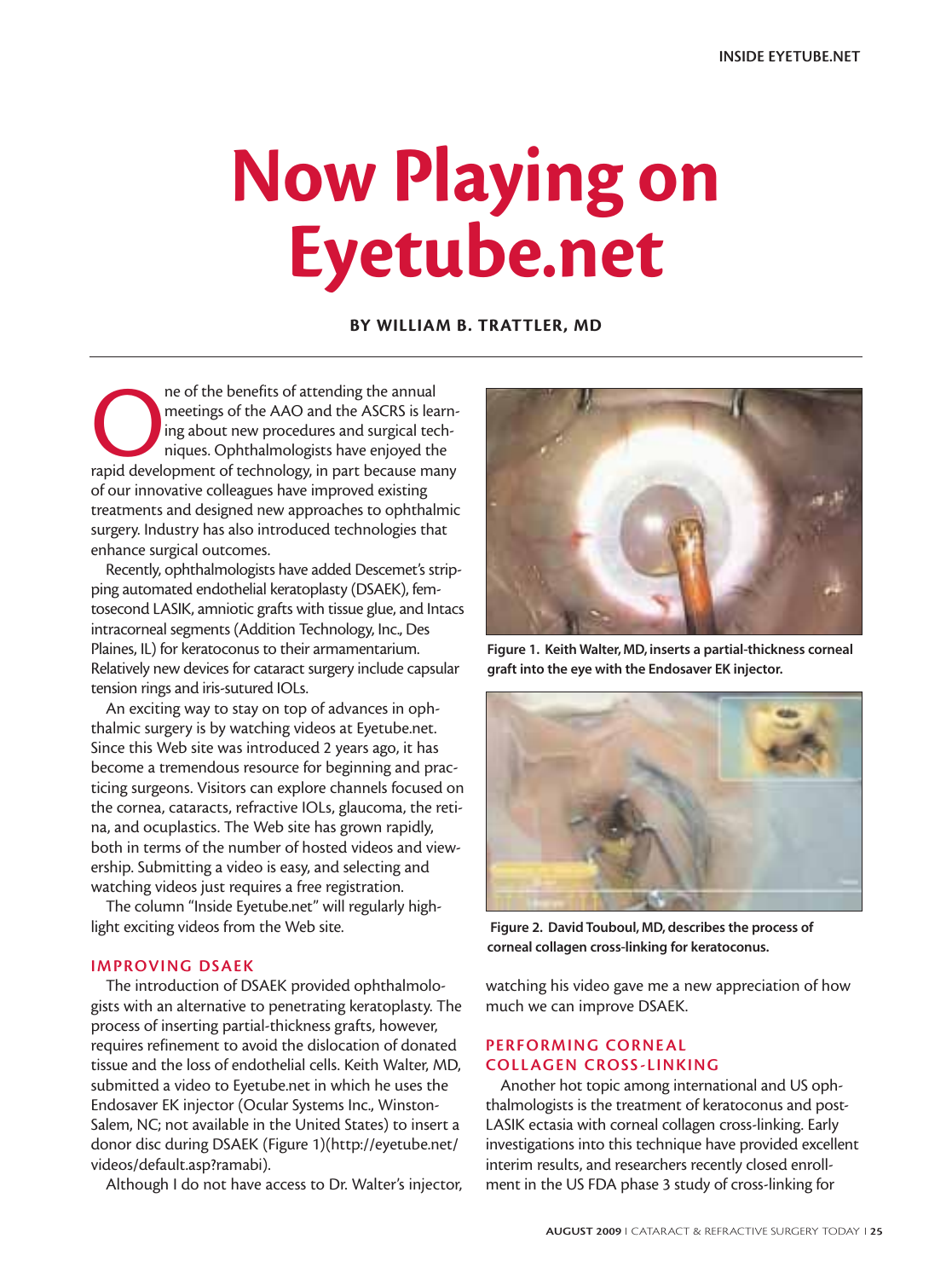# Now Playing on Eyetube.net

**BY WILLIAM B. TRATTLER, MD**

One of the benefits of attending the annual meetings of the AAO and the ASCRS is learning about new procedures and surgical techniques. Ophthalmologists have enjoyed the rapid development of technology, in part because many of our innovative colleagues have improved existing treatments and designed new approaches to ophthalmic surgery. Industry has also introduced technologies that enhance surgical outcomes.

Recently, ophthalmologists have added Descemet's stripping automated endothelial keratoplasty (DSAEK), femtosecond LASIK, amniotic grafts with tissue glue, and Intacs intracorneal segments (Addition Technology, Inc., Des Plaines, IL) for keratoconus to their armamentarium. Relatively new devices for cataract surgery include capsular tension rings and iris-sutured IOLs.

An exciting way to stay on top of advances in ophthalmic surgery is by watching videos at Eyetube.net. Since this Web site was introduced 2 years ago, it has become a tremendous resource for beginning and practicing surgeons. Visitors can explore channels focused on the cornea, cataracts, refractive IOLs, glaucoma, the retina, and ocuplastics. The Web site has grown rapidly, both in terms of the number of hosted videos and viewership. Submitting a video is easy, and selecting and watching videos just requires a free registration.

The column "Inside Eyetube.net" will regularly highlight exciting videos from the Web site.

## IMPROVING DSAEK

The introduction of DSAEK provided ophthalmologists with an alternative to penetrating keratoplasty. The process of inserting partial-thickness grafts, however, requires refinement to avoid the dislocation of donated tissue and the loss of endothelial cells. Keith Walter, MD, submitted a video to Eyetube.net in which he uses the Endosaver EK injector (Ocular Systems Inc., Winston-Salem, NC; not available in the United States) to insert a donor disc during DSAEK (Figure 1)(http://eyetube.net/videos/default.asp?ramabi).

Although I do not have access to Dr. Walter's injector, watching his video gave me a new appreciation of how much we can improve DSAEK.

**Figure 1. Keith Walter, MD, inserts a partial-thickness corneal graft into the eye with the Endosaver EK injector.**

**Figure 2. David Touboul, MD, describes the process of corneal collagen cross-linking for keratoconus.**

## PERFORMING CORNEAL COLLAGEN CROSS-LINKING

Another hot topic among international and US ophthalmologists is the treatment of keratoconus and post-LASIK ectasia with corneal collagen cross-linking. Early investigations into this technique have provided excellent interim results, and researchers recently closed enrollment in the US FDA phase 3 study of cross-linking for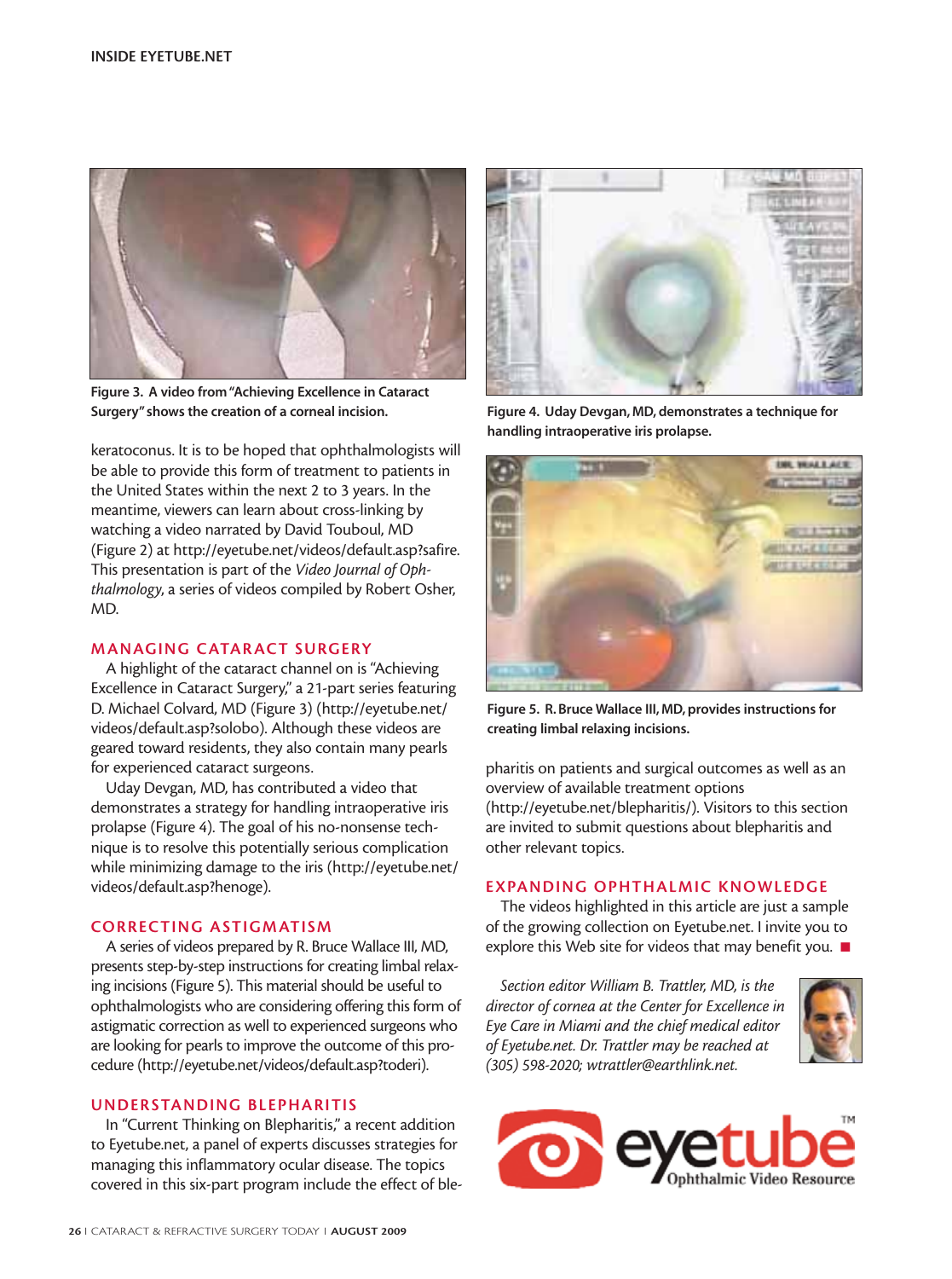Figure 3. A video from "Achieving Excellence in Cataract Surgery" shows the creation of a corneal incision.

keratoconus. It is to be hoped that ophthalmologists will be able to provide this form of treatment to patients in the United States within the next 2 to 3 years. In the meantime, viewers can learn about cross-linking by watching a video narrated by David Touboul, MD (Figure 2) at http://eyetube.net/videos/default.asp?safire. This presentation is part of the *Video Journal of Ophthalmology*, a series of videos compiled by Robert Osher, MD.

## MANAGING CATARACT SURGERY

A highlight of the cataract channel on is "Achieving Excellence in Cataract Surgery," a 21-part series featuring D. Michael Colvard, MD (Figure 3) (http://eyetube.net/videos/default.asp?solobo). Although these videos are geared toward residents, they also contain many pearls for experienced cataract surgeons.

Uday Devgan, MD, has contributed a video that demonstrates a strategy for handling intraoperative iris prolapse (Figure 4). The goal of his no-nonsense technique is to resolve this potentially serious complication while minimizing damage to the iris (http://eyetube.net/videos/default.asp?henoge).

## CORRECTING ASTIGMATISM

A series of videos prepared by R. Bruce Wallace III, MD, presents step-by-step instructions for creating limbal relaxing incisions (Figure 5). This material should be useful to ophthalmologists who are considering offering this form of astigmatic correction as well to experienced surgeons who are looking for pearls to improve the outcome of this procedure (http://eyetube.net/videos/default.asp?toderi).

## UNDERSTANDING BLEPHARITIS

In "Current Thinking on Blepharitis," a recent addition to Eyetube.net, a panel of experts discusses strategies for managing this inflammatory ocular disease. The topics covered in this six-part program include the effect of blepharitis on patients and surgical outcomes as well as an overview of available treatment options (http://eyetube.net/blepharitis/). Visitors to this section are invited to submit questions about blepharitis and other relevant topics.

Figure 4. Uday Devgan, MD, demonstrates a technique for handling intraoperative iris prolapse.

Figure 5. R. Bruce Wallace III, MD, provides instructions for creating limbal relaxing incisions.

## EXPANDING OPHTHALMIC KNOWLEDGE

The videos highlighted in this article are just a sample of the growing collection on Eyetube.net. I invite you to explore this Web site for videos that may benefit you. ■

*Section editor William B. Trattler, MD, is the director of cornea at the Center for Excellence in Eye Care in Miami and the chief medical editor of Eyetube.net. Dr. Trattler may be reached at (305) 598-2020; wtrattler@earthlink.net.*

eyetube™ Ophthalmic Video Resource